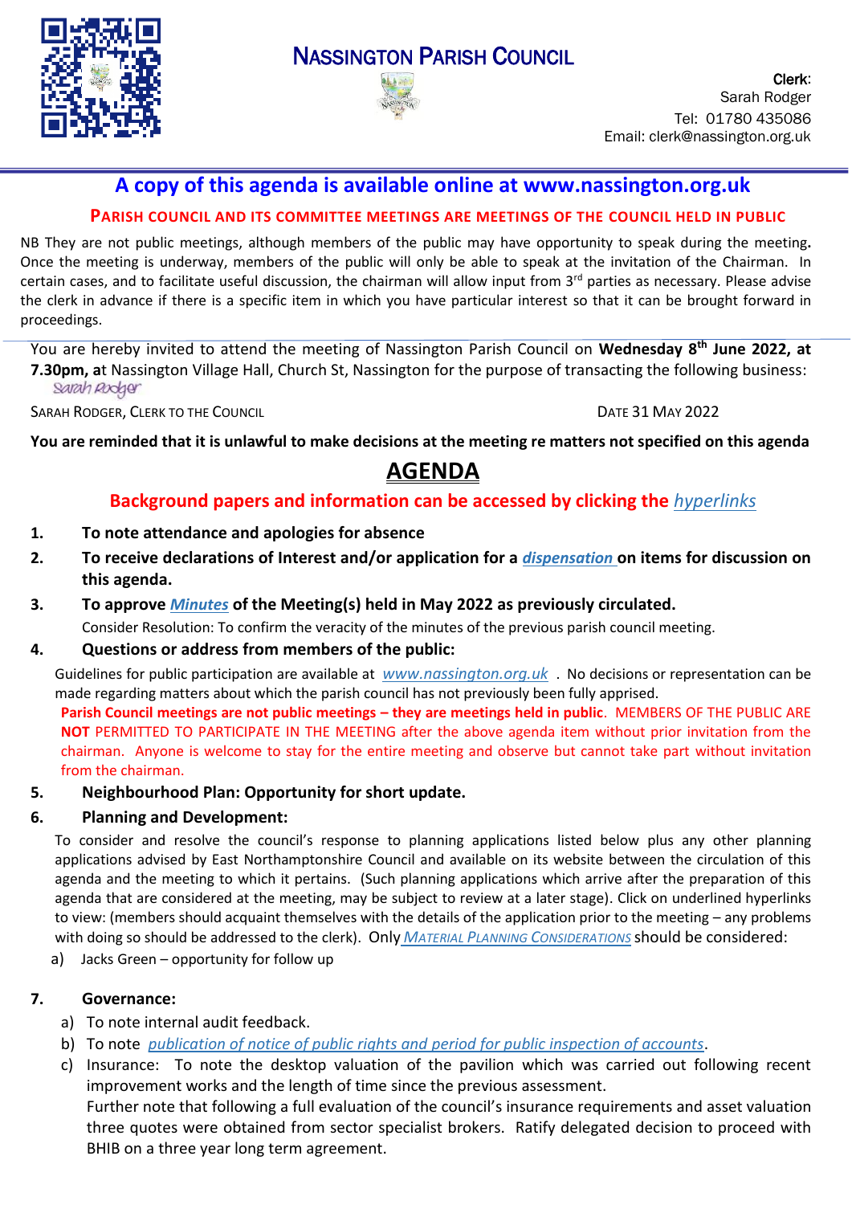# NASSINGTON PARISH COUNCIL

**Clerk:**
Sarah Rodger
Tel: 01780 435086
Email: clerk@nassington.org.uk

## A copy of this agenda is available online at www.nassington.org.uk

**PARISH COUNCIL AND ITS COMMITTEE MEETINGS ARE MEETINGS OF THE COUNCIL HELD IN PUBLIC**

NB They are not public meetings, although members of the public may have opportunity to speak during the meeting**.** Once the meeting is underway, members of the public will only be able to speak at the invitation of the Chairman. In certain cases, and to facilitate useful discussion, the chairman will allow input from 3rd parties as necessary. Please advise the clerk in advance if there is a specific item in which you have particular interest so that it can be brought forward in proceedings.

You are hereby invited to attend the meeting of Nassington Parish Council on **Wednesday 8th June 2022, at 7.30pm, a**t Nassington Village Hall, Church St, Nassington for the purpose of transacting the following business:

*Sarah Rodger*

SARAH RODGER, CLERK TO THE COUNCIL    DATE 31 MAY 2022

**You are reminded that it is unlawful to make decisions at the meeting re matters not specified on this agenda**

# AGENDA

**Background papers and information can be accessed by clicking the *hyperlinks***

1. **To note attendance and apologies for absence**
2. **To receive declarations of Interest and/or application for a *dispensation* on items for discussion on this agenda.**
3. **To approve *Minutes* of the Meeting(s) held in May 2022 as previously circulated.**
   Consider Resolution: To confirm the veracity of the minutes of the previous parish council meeting.
4. **Questions or address from members of the public:**
   Guidelines for public participation are available at *www.nassington.org.uk* . No decisions or representation can be made regarding matters about which the parish council has not previously been fully apprised.
   **Parish Council meetings are not public meetings – they are meetings held in public**. MEMBERS OF THE PUBLIC ARE **NOT** PERMITTED TO PARTICIPATE IN THE MEETING after the above agenda item without prior invitation from the chairman. Anyone is welcome to stay for the entire meeting and observe but cannot take part without invitation from the chairman.
5. **Neighbourhood Plan: Opportunity for short update.**
6. **Planning and Development:**
   To consider and resolve the council's response to planning applications listed below plus any other planning applications advised by East Northamptonshire Council and available on its website between the circulation of this agenda and the meeting to which it pertains. (Such planning applications which arrive after the preparation of this agenda that are considered at the meeting, may be subject to review at a later stage). Click on underlined hyperlinks to view: (members should acquaint themselves with the details of the application prior to the meeting – any problems with doing so should be addressed to the clerk). Only *MATERIAL PLANNING CONSIDERATIONS* should be considered:
   a) Jacks Green – opportunity for follow up
7. **Governance:**
   a) To note internal audit feedback.
   b) To note *publication of notice of public rights and period for public inspection of accounts*.
   c) Insurance: To note the desktop valuation of the pavilion which was carried out following recent improvement works and the length of time since the previous assessment.
      Further note that following a full evaluation of the council's insurance requirements and asset valuation three quotes were obtained from sector specialist brokers. Ratify delegated decision to proceed with BHIB on a three year long term agreement.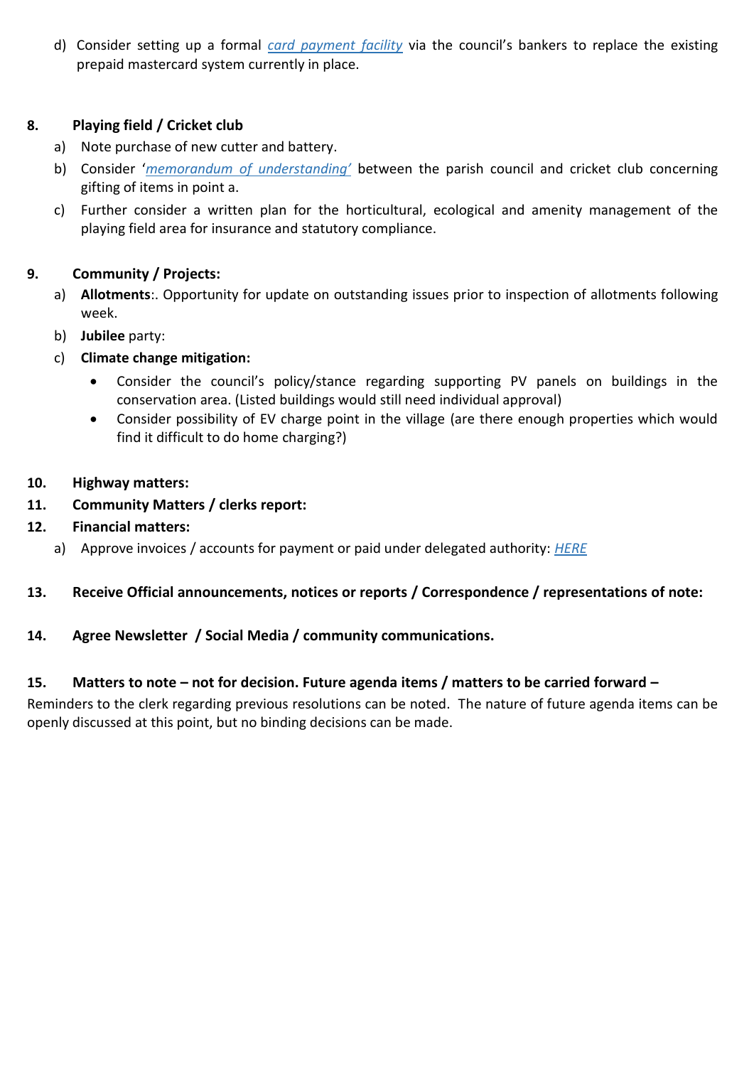d) Consider setting up a formal *card payment facility* via the council's bankers to replace the existing prepaid mastercard system currently in place.

**8. Playing field / Cricket club**

a) Note purchase of new cutter and battery.

b) Consider '*memorandum of understanding'* between the parish council and cricket club concerning gifting of items in point a.

c) Further consider a written plan for the horticultural, ecological and amenity management of the playing field area for insurance and statutory compliance.

**9. Community / Projects:**

a) **Allotments**:. Opportunity for update on outstanding issues prior to inspection of allotments following week.

b) **Jubilee** party:

c) **Climate change mitigation:**

- Consider the council's policy/stance regarding supporting PV panels on buildings in the conservation area. (Listed buildings would still need individual approval)
- Consider possibility of EV charge point in the village (are there enough properties which would find it difficult to do home charging?)

**10. Highway matters:**

**11. Community Matters / clerks report:**

**12. Financial matters:**

a) Approve invoices / accounts for payment or paid under delegated authority: *HERE*

**13. Receive Official announcements, notices or reports / Correspondence / representations of note:**

**14. Agree Newsletter / Social Media / community communications.**

**15. Matters to note – not for decision. Future agenda items / matters to be carried forward –**

Reminders to the clerk regarding previous resolutions can be noted. The nature of future agenda items can be openly discussed at this point, but no binding decisions can be made.